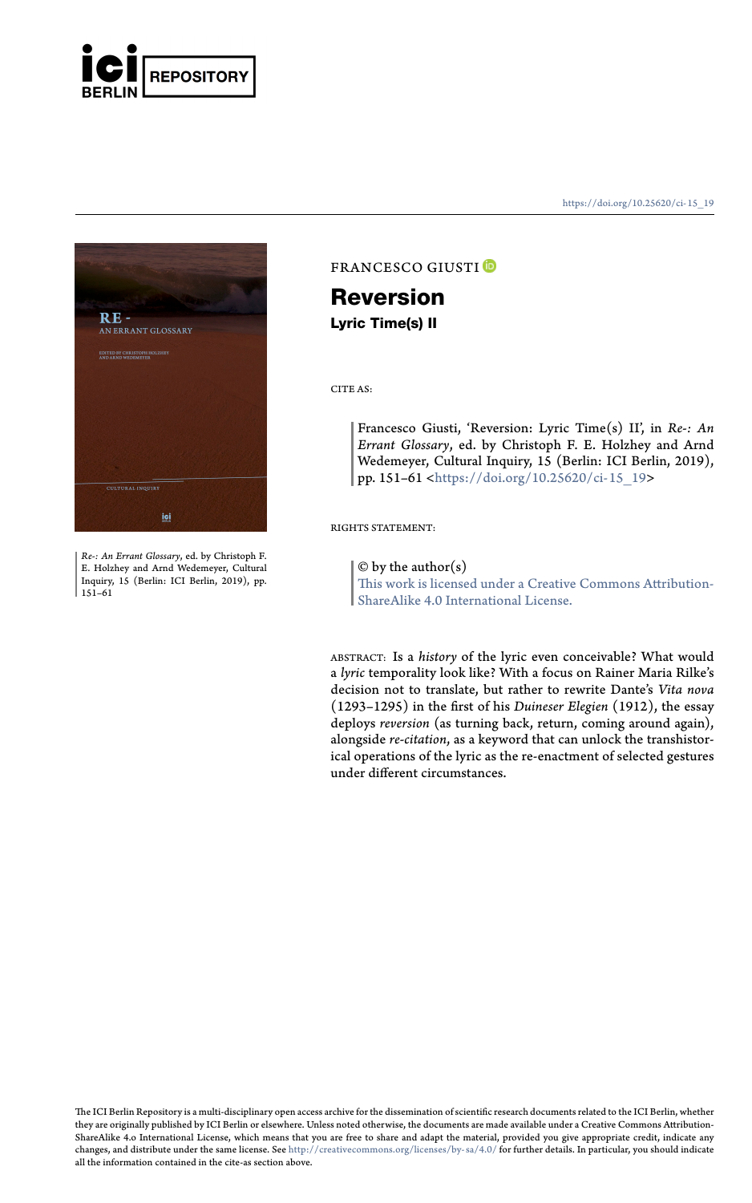ICI BERLIN REPOSITORY

https://doi.org/10.25620/ci-15_19

*Re-: An Errant Glossary*, ed. by Christoph F. E. Holzhey and Arnd Wedemeyer, Cultural Inquiry, 15 (Berlin: ICI Berlin, 2019), pp. 151–61

FRANCESCO GIUSTI

# Reversion

## Lyric Time(s) II

CITE AS:

Francesco Giusti, 'Reversion: Lyric Time(s) II', in *Re-: An Errant Glossary*, ed. by Christoph F. E. Holzhey and Arnd Wedemeyer, Cultural Inquiry, 15 (Berlin: ICI Berlin, 2019), pp. 151–61 <https://doi.org/10.25620/ci-15_19>

RIGHTS STATEMENT:

© by the author(s)
This work is licensed under a Creative Commons Attribution-ShareAlike 4.0 International License.

ABSTRACT: Is a *history* of the lyric even conceivable? What would a *lyric* temporality look like? With a focus on Rainer Maria Rilke's decision not to translate, but rather to rewrite Dante's *Vita nova* (1293–1295) in the first of his *Duineser Elegien* (1912), the essay deploys *reversion* (as turning back, return, coming around again), alongside *re-citation*, as a keyword that can unlock the transhistorical operations of the lyric as the re-enactment of selected gestures under different circumstances.

The ICI Berlin Repository is a multi-disciplinary open access archive for the dissemination of scientific research documents related to the ICI Berlin, whether they are originally published by ICI Berlin or elsewhere. Unless noted otherwise, the documents are made available under a Creative Commons Attribution-ShareAlike 4.0 International License, which means that you are free to share and adapt the material, provided you give appropriate credit, indicate any changes, and distribute under the same license. See http://creativecommons.org/licenses/by-sa/4.0/ for further details. In particular, you should indicate all the information contained in the cite-as section above.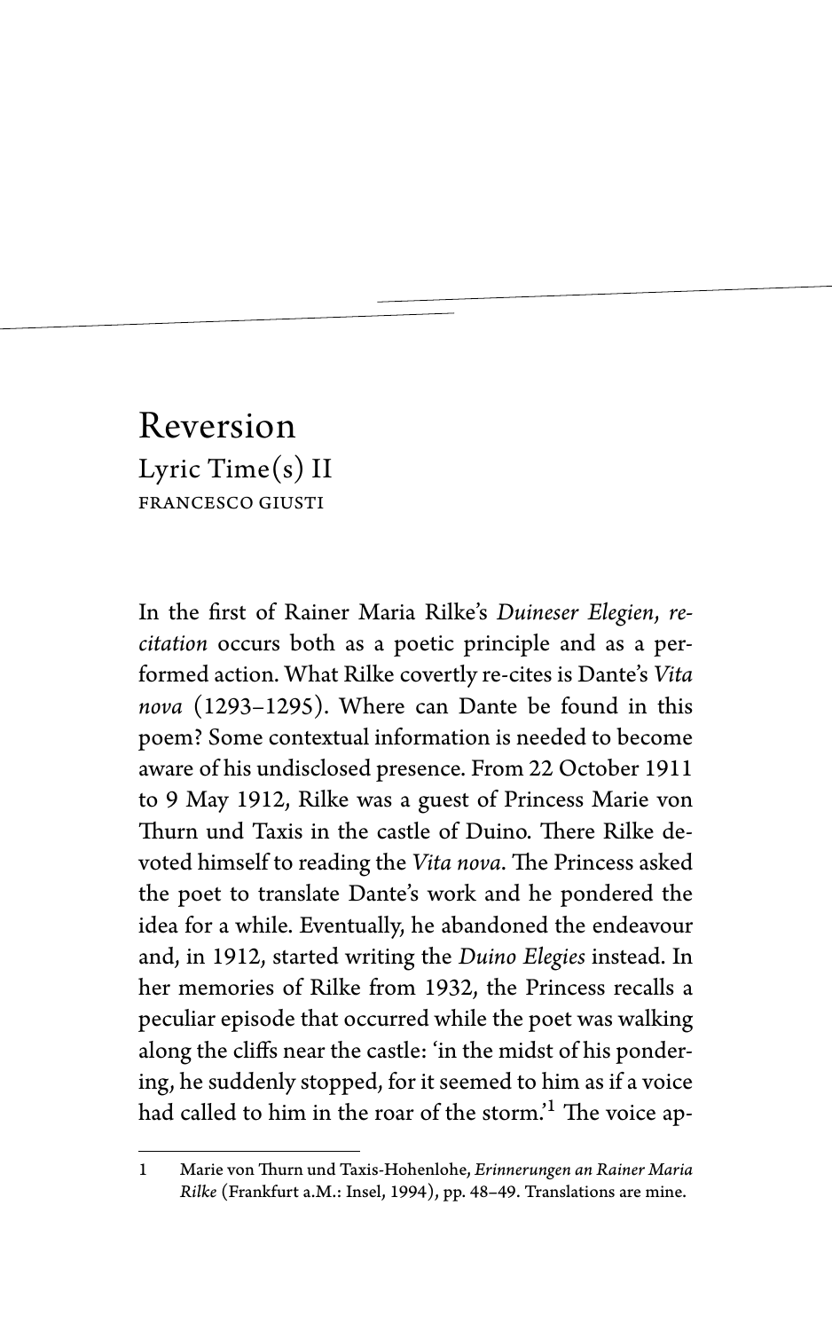# Reversion

## Lyric Time(s) II

FRANCESCO GIUSTI

In the first of Rainer Maria Rilke's *Duineser Elegien*, *re-citation* occurs both as a poetic principle and as a performed action. What Rilke covertly re-cites is Dante's *Vita nova* (1293–1295). Where can Dante be found in this poem? Some contextual information is needed to become aware of his undisclosed presence. From 22 October 1911 to 9 May 1912, Rilke was a guest of Princess Marie von Thurn und Taxis in the castle of Duino. There Rilke devoted himself to reading the *Vita nova*. The Princess asked the poet to translate Dante's work and he pondered the idea for a while. Eventually, he abandoned the endeavour and, in 1912, started writing the *Duino Elegies* instead. In her memories of Rilke from 1932, the Princess recalls a peculiar episode that occurred while the poet was walking along the cliffs near the castle: 'in the midst of his pondering, he suddenly stopped, for it seemed to him as if a voice had called to him in the roar of the storm.'[1] The voice ap-

---

1 Marie von Thurn und Taxis-Hohenlohe, *Erinnerungen an Rainer Maria Rilke* (Frankfurt a.M.: Insel, 1994), pp. 48–49. Translations are mine.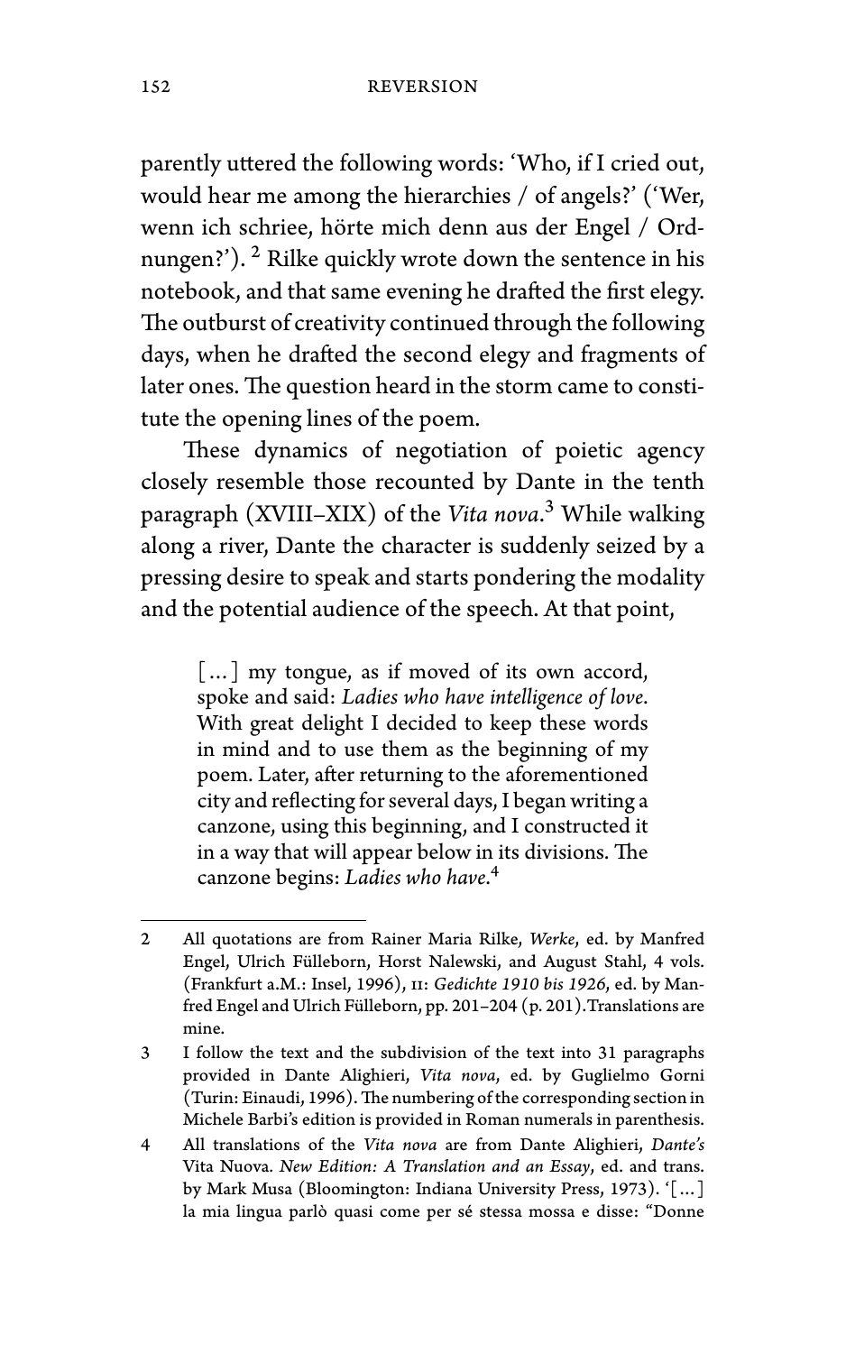parently uttered the following words: 'Who, if I cried out, would hear me among the hierarchies / of angels?' ('Wer, wenn ich schriee, hörte mich denn aus der Engel / Ordnungen?').[2] Rilke quickly wrote down the sentence in his notebook, and that same evening he drafted the first elegy. The outburst of creativity continued through the following days, when he drafted the second elegy and fragments of later ones. The question heard in the storm came to constitute the opening lines of the poem.

These dynamics of negotiation of poietic agency closely resemble those recounted by Dante in the tenth paragraph (XVIII–XIX) of the *Vita nova*.[3] While walking along a river, Dante the character is suddenly seized by a pressing desire to speak and starts pondering the modality and the potential audience of the speech. At that point,

> [...] my tongue, as if moved of its own accord, spoke and said: *Ladies who have intelligence of love*. With great delight I decided to keep these words in mind and to use them as the beginning of my poem. Later, after returning to the aforementioned city and reflecting for several days, I began writing a canzone, using this beginning, and I constructed it in a way that will appear below in its divisions. The canzone begins: *Ladies who have*.[4]

---

2 All quotations are from Rainer Maria Rilke, *Werke*, ed. by Manfred Engel, Ulrich Fülleborn, Horst Nalewski, and August Stahl, 4 vols. (Frankfurt a.M.: Insel, 1996), II: *Gedichte 1910 bis 1926*, ed. by Manfred Engel and Ulrich Fülleborn, pp. 201–204 (p. 201).Translations are mine.

3 I follow the text and the subdivision of the text into 31 paragraphs provided in Dante Alighieri, *Vita nova*, ed. by Guglielmo Gorni (Turin: Einaudi, 1996). The numbering of the corresponding section in Michele Barbi's edition is provided in Roman numerals in parenthesis.

4 All translations of the *Vita nova* are from Dante Alighieri, *Dante's* Vita Nuova. *New Edition: A Translation and an Essay*, ed. and trans. by Mark Musa (Bloomington: Indiana University Press, 1973). '[...] la mia lingua parlò quasi come per sé stessa mossa e disse: "Donne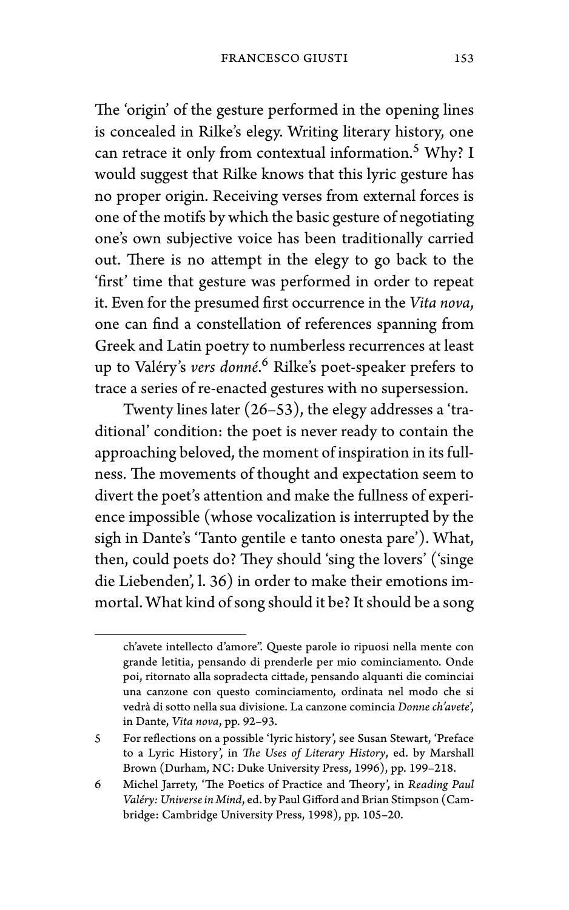The 'origin' of the gesture performed in the opening lines is concealed in Rilke's elegy. Writing literary history, one can retrace it only from contextual information.[5] Why? I would suggest that Rilke knows that this lyric gesture has no proper origin. Receiving verses from external forces is one of the motifs by which the basic gesture of negotiating one's own subjective voice has been traditionally carried out. There is no attempt in the elegy to go back to the 'first' time that gesture was performed in order to repeat it. Even for the presumed first occurrence in the *Vita nova*, one can find a constellation of references spanning from Greek and Latin poetry to numberless recurrences at least up to Valéry's *vers donné*.[6] Rilke's poet-speaker prefers to trace a series of re-enacted gestures with no supersession.

Twenty lines later (26–53), the elegy addresses a 'traditional' condition: the poet is never ready to contain the approaching beloved, the moment of inspiration in its fullness. The movements of thought and expectation seem to divert the poet's attention and make the fullness of experience impossible (whose vocalization is interrupted by the sigh in Dante's 'Tanto gentile e tanto onesta pare'). What, then, could poets do? They should 'sing the lovers' ('singe die Liebenden', l. 36) in order to make their emotions immortal. What kind of song should it be? It should be a song

---

ch'avete intellecto d'amore". Queste parole io ripuosi nella mente con grande letitia, pensando di prenderle per mio cominciamento. Onde poi, ritornato alla sopradecta cittade, pensando alquanti die cominciai una canzone con questo cominciamento, ordinata nel modo che si vedrà di sotto nella sua divisione. La canzone comincia *Donne ch'avete*', in Dante, *Vita nova*, pp. 92–93.

5 For reflections on a possible 'lyric history', see Susan Stewart, 'Preface to a Lyric History', in *The Uses of Literary History*, ed. by Marshall Brown (Durham, NC: Duke University Press, 1996), pp. 199–218.

6 Michel Jarrety, 'The Poetics of Practice and Theory', in *Reading Paul Valéry: Universe in Mind*, ed. by Paul Gifford and Brian Stimpson (Cambridge: Cambridge University Press, 1998), pp. 105–20.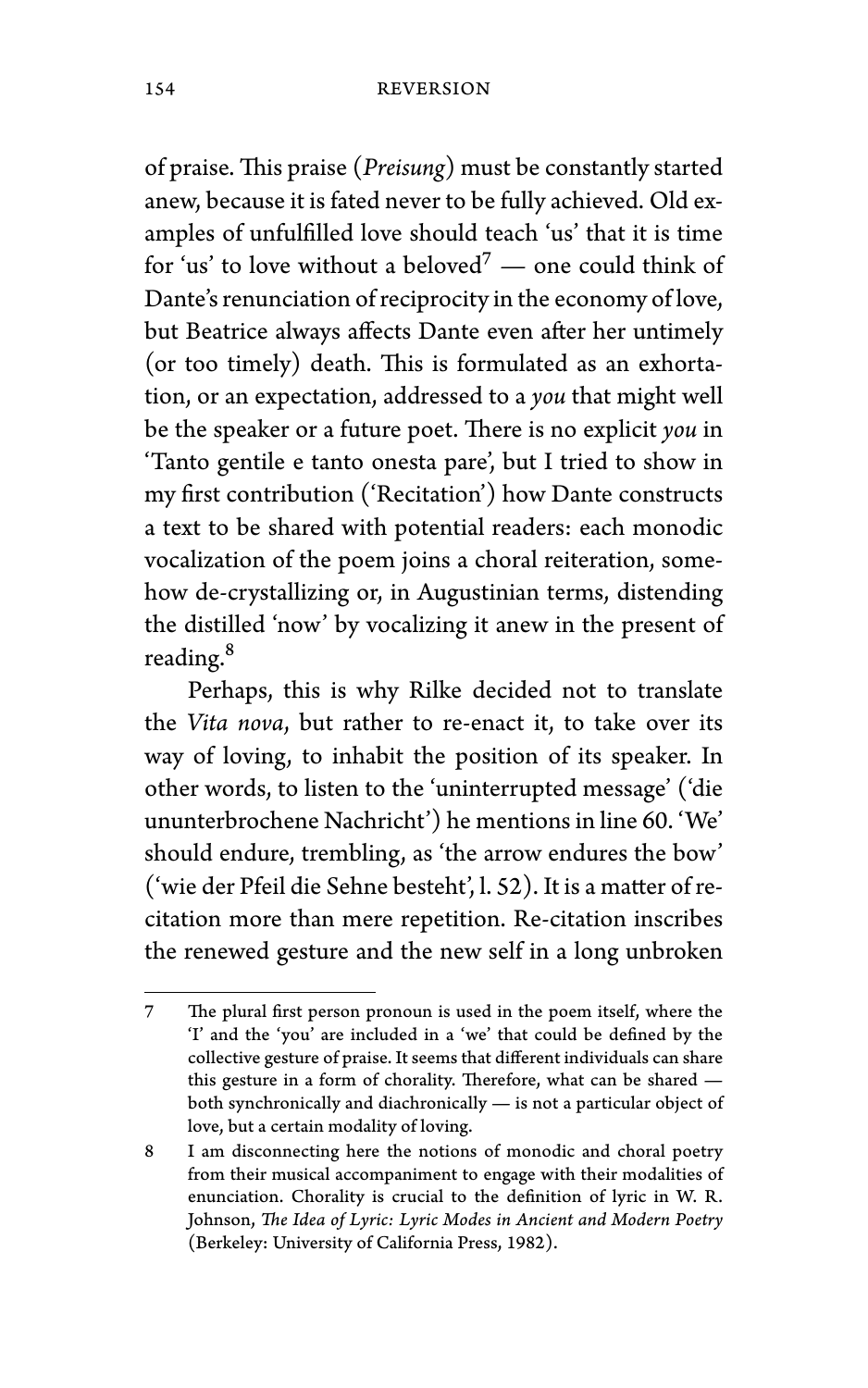of praise. This praise (*Preisung*) must be constantly started anew, because it is fated never to be fully achieved. Old examples of unfulfilled love should teach 'us' that it is time for 'us' to love without a beloved[7] — one could think of Dante's renunciation of reciprocity in the economy of love, but Beatrice always affects Dante even after her untimely (or too timely) death. This is formulated as an exhortation, or an expectation, addressed to a *you* that might well be the speaker or a future poet. There is no explicit *you* in 'Tanto gentile e tanto onesta pare', but I tried to show in my first contribution ('Recitation') how Dante constructs a text to be shared with potential readers: each monodic vocalization of the poem joins a choral reiteration, somehow de-crystallizing or, in Augustinian terms, distending the distilled 'now' by vocalizing it anew in the present of reading.[8]

Perhaps, this is why Rilke decided not to translate the *Vita nova*, but rather to re-enact it, to take over its way of loving, to inhabit the position of its speaker. In other words, to listen to the 'uninterrupted message' ('die ununterbrochene Nachricht') he mentions in line 60. 'We' should endure, trembling, as 'the arrow endures the bow' ('wie der Pfeil die Sehne besteht', l. 52). It is a matter of re-citation more than mere repetition. Re-citation inscribes the renewed gesture and the new self in a long unbroken

---

7 The plural first person pronoun is used in the poem itself, where the 'I' and the 'you' are included in a 'we' that could be defined by the collective gesture of praise. It seems that different individuals can share this gesture in a form of chorality. Therefore, what can be shared — both synchronically and diachronically — is not a particular object of love, but a certain modality of loving.

8 I am disconnecting here the notions of monodic and choral poetry from their musical accompaniment to engage with their modalities of enunciation. Chorality is crucial to the definition of lyric in W. R. Johnson, *The Idea of Lyric: Lyric Modes in Ancient and Modern Poetry* (Berkeley: University of California Press, 1982).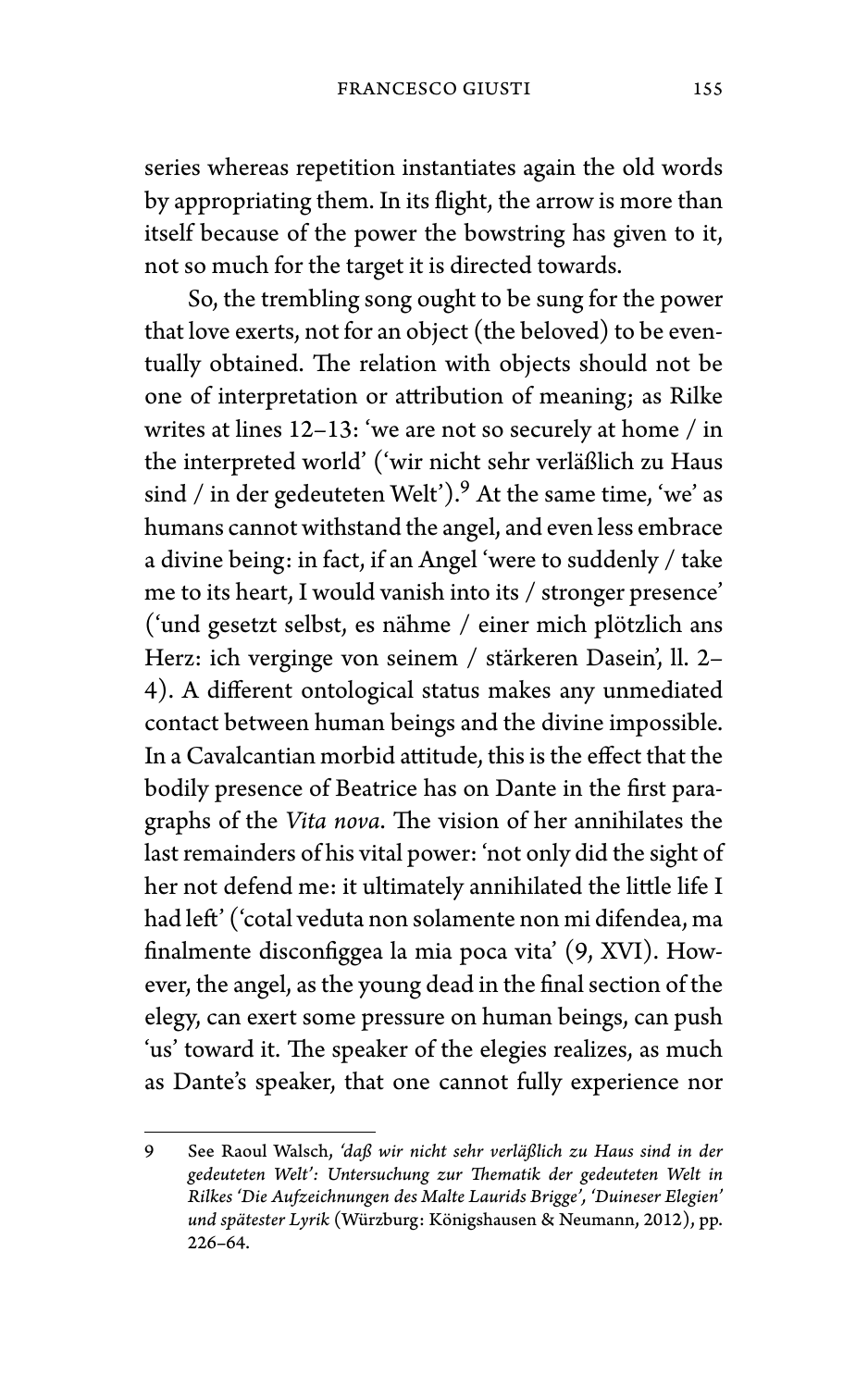series whereas repetition instantiates again the old words by appropriating them. In its flight, the arrow is more than itself because of the power the bowstring has given to it, not so much for the target it is directed towards.

So, the trembling song ought to be sung for the power that love exerts, not for an object (the beloved) to be eventually obtained. The relation with objects should not be one of interpretation or attribution of meaning; as Rilke writes at lines 12–13: 'we are not so securely at home / in the interpreted world' ('wir nicht sehr verläßlich zu Haus sind / in der gedeuteten Welt').[9] At the same time, 'we' as humans cannot withstand the angel, and even less embrace a divine being: in fact, if an Angel 'were to suddenly / take me to its heart, I would vanish into its / stronger presence' ('und gesetzt selbst, es nähme / einer mich plötzlich ans Herz: ich verginge von seinem / stärkeren Dasein', ll. 2–4). A different ontological status makes any unmediated contact between human beings and the divine impossible. In a Cavalcantian morbid attitude, this is the effect that the bodily presence of Beatrice has on Dante in the first paragraphs of the *Vita nova*. The vision of her annihilates the last remainders of his vital power: 'not only did the sight of her not defend me: it ultimately annihilated the little life I had left' ('cotal veduta non solamente non mi difendea, ma finalmente disconfiggea la mia poca vita' (9, XVI). However, the angel, as the young dead in the final section of the elegy, can exert some pressure on human beings, can push 'us' toward it. The speaker of the elegies realizes, as much as Dante's speaker, that one cannot fully experience nor

---

9 See Raoul Walsch, *'daß wir nicht sehr verläßlich zu Haus sind in der gedeuteten Welt': Untersuchung zur Thematik der gedeuteten Welt in Rilkes 'Die Aufzeichnungen des Malte Laurids Brigge', 'Duineser Elegien' und spätester Lyrik* (Würzburg: Königshausen & Neumann, 2012), pp. 226–64.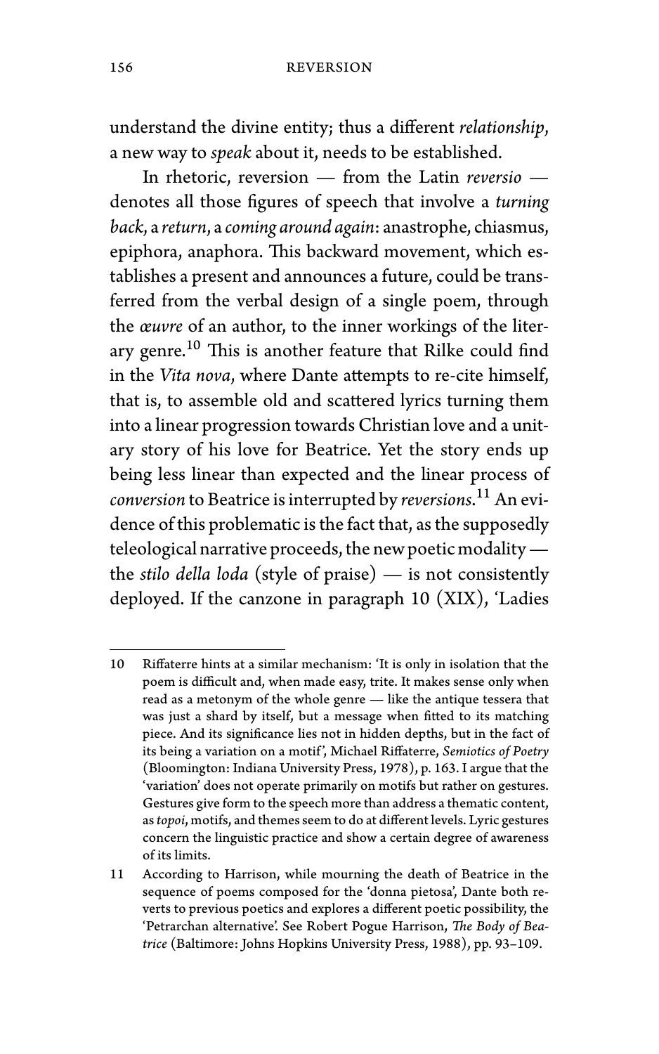understand the divine entity; thus a different *relationship*, a new way to *speak* about it, needs to be established.

In rhetoric, reversion — from the Latin *reversio* — denotes all those figures of speech that involve a *turning back*, a *return*, a *coming around again*: anastrophe, chiasmus, epiphora, anaphora. This backward movement, which establishes a present and announces a future, could be transferred from the verbal design of a single poem, through the *œuvre* of an author, to the inner workings of the literary genre.[10] This is another feature that Rilke could find in the *Vita nova*, where Dante attempts to re-cite himself, that is, to assemble old and scattered lyrics turning them into a linear progression towards Christian love and a unitary story of his love for Beatrice. Yet the story ends up being less linear than expected and the linear process of *conversion* to Beatrice is interrupted by *reversions*.[11] An evidence of this problematic is the fact that, as the supposedly teleological narrative proceeds, the new poetic modality — the *stilo della loda* (style of praise) — is not consistently deployed. If the canzone in paragraph 10 (XIX), 'Ladies

---

10 Riffaterre hints at a similar mechanism: 'It is only in isolation that the poem is difficult and, when made easy, trite. It makes sense only when read as a metonym of the whole genre — like the antique tessera that was just a shard by itself, but a message when fitted to its matching piece. And its significance lies not in hidden depths, but in the fact of its being a variation on a motif', Michael Riffaterre, *Semiotics of Poetry* (Bloomington: Indiana University Press, 1978), p. 163. I argue that the 'variation' does not operate primarily on motifs but rather on gestures. Gestures give form to the speech more than address a thematic content, as *topoi*, motifs, and themes seem to do at different levels. Lyric gestures concern the linguistic practice and show a certain degree of awareness of its limits.

11 According to Harrison, while mourning the death of Beatrice in the sequence of poems composed for the 'donna pietosa', Dante both reverts to previous poetics and explores a different poetic possibility, the 'Petrarchan alternative'. See Robert Pogue Harrison, *The Body of Beatrice* (Baltimore: Johns Hopkins University Press, 1988), pp. 93–109.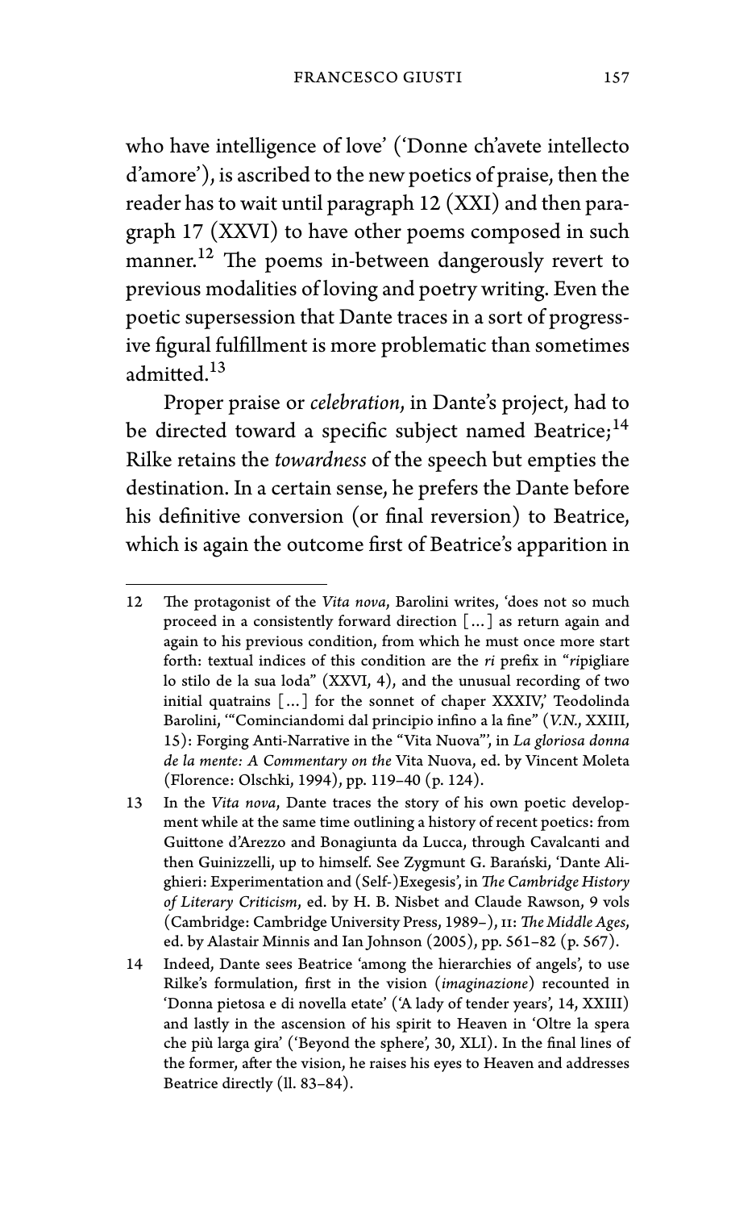who have intelligence of love' ('Donne ch'avete intellecto d'amore'), is ascribed to the new poetics of praise, then the reader has to wait until paragraph 12 (XXI) and then paragraph 17 (XXVI) to have other poems composed in such manner.[12] The poems in-between dangerously revert to previous modalities of loving and poetry writing. Even the poetic supersession that Dante traces in a sort of progressive figural fulfillment is more problematic than sometimes admitted.[13]

Proper praise or *celebration*, in Dante's project, had to be directed toward a specific subject named Beatrice;[14] Rilke retains the *towardness* of the speech but empties the destination. In a certain sense, he prefers the Dante before his definitive conversion (or final reversion) to Beatrice, which is again the outcome first of Beatrice's apparition in

---

12 The protagonist of the *Vita nova*, Barolini writes, 'does not so much proceed in a consistently forward direction [...] as return again and again to his previous condition, from which he must once more start forth: textual indices of this condition are the *ri* prefix in "*ri*pigliare lo stilo de la sua loda" (XXVI, 4), and the unusual recording of two initial quatrains [...] for the sonnet of chaper XXXIV,' Teodolinda Barolini, '"Cominciandomi dal principio infino a la fine" (*V.N.*, XXIII, 15): Forging Anti-Narrative in the "Vita Nuova"', in *La gloriosa donna de la mente: A Commentary on the* Vita Nuova, ed. by Vincent Moleta (Florence: Olschki, 1994), pp. 119–40 (p. 124).

13 In the *Vita nova*, Dante traces the story of his own poetic development while at the same time outlining a history of recent poetics: from Guittone d'Arezzo and Bonagiunta da Lucca, through Cavalcanti and then Guinizzelli, up to himself. See Zygmunt G. Barański, 'Dante Alighieri: Experimentation and (Self-)Exegesis', in *The Cambridge History of Literary Criticism*, ed. by H. B. Nisbet and Claude Rawson, 9 vols (Cambridge: Cambridge University Press, 1989–), II: *The Middle Ages*, ed. by Alastair Minnis and Ian Johnson (2005), pp. 561–82 (p. 567).

14 Indeed, Dante sees Beatrice 'among the hierarchies of angels', to use Rilke's formulation, first in the vision (*imaginazione*) recounted in 'Donna pietosa e di novella etate' ('A lady of tender years', 14, XXIII) and lastly in the ascension of his spirit to Heaven in 'Oltre la spera che più larga gira' ('Beyond the sphere', 30, XLI). In the final lines of the former, after the vision, he raises his eyes to Heaven and addresses Beatrice directly (ll. 83–84).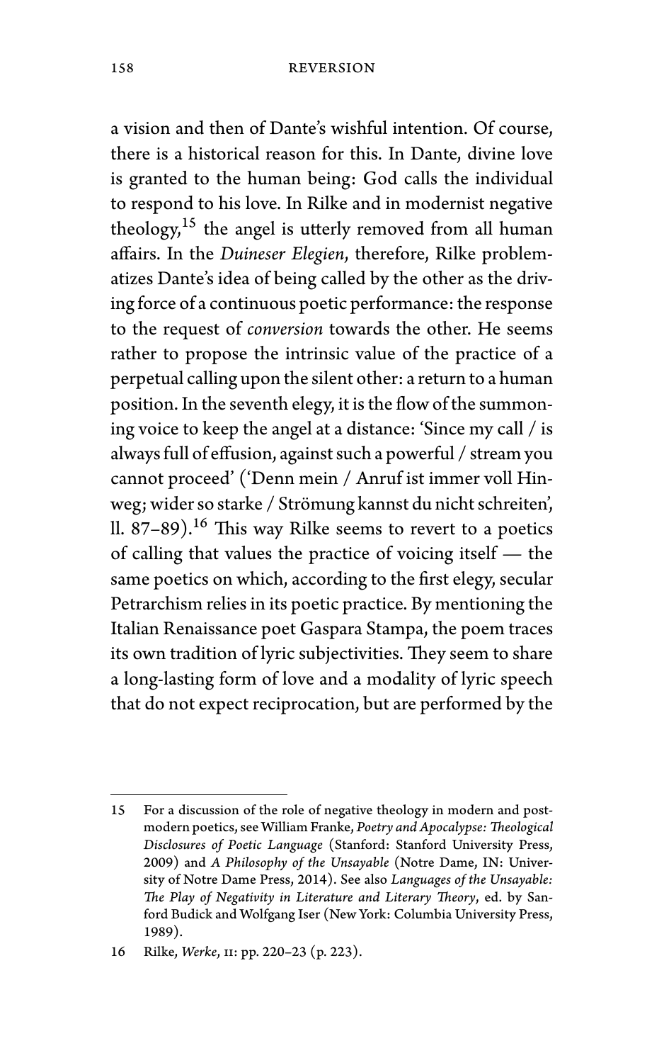a vision and then of Dante's wishful intention. Of course, there is a historical reason for this. In Dante, divine love is granted to the human being: God calls the individual to respond to his love. In Rilke and in modernist negative theology,[15] the angel is utterly removed from all human affairs. In the *Duineser Elegien*, therefore, Rilke problematizes Dante's idea of being called by the other as the driving force of a continuous poetic performance: the response to the request of *conversion* towards the other. He seems rather to propose the intrinsic value of the practice of a perpetual calling upon the silent other: a return to a human position. In the seventh elegy, it is the flow of the summoning voice to keep the angel at a distance: 'Since my call / is always full of effusion, against such a powerful / stream you cannot proceed' ('Denn mein / Anruf ist immer voll Hinweg; wider so starke / Strömung kannst du nicht schreiten', ll. 87–89).[16] This way Rilke seems to revert to a poetics of calling that values the practice of voicing itself — the same poetics on which, according to the first elegy, secular Petrarchism relies in its poetic practice. By mentioning the Italian Renaissance poet Gaspara Stampa, the poem traces its own tradition of lyric subjectivities. They seem to share a long-lasting form of love and a modality of lyric speech that do not expect reciprocation, but are performed by the

---

15 For a discussion of the role of negative theology in modern and postmodern poetics, see William Franke, *Poetry and Apocalypse: Theological Disclosures of Poetic Language* (Stanford: Stanford University Press, 2009) and *A Philosophy of the Unsayable* (Notre Dame, IN: University of Notre Dame Press, 2014). See also *Languages of the Unsayable: The Play of Negativity in Literature and Literary Theory*, ed. by Sanford Budick and Wolfgang Iser (New York: Columbia University Press, 1989).

16 Rilke, *Werke*, II: pp. 220–23 (p. 223).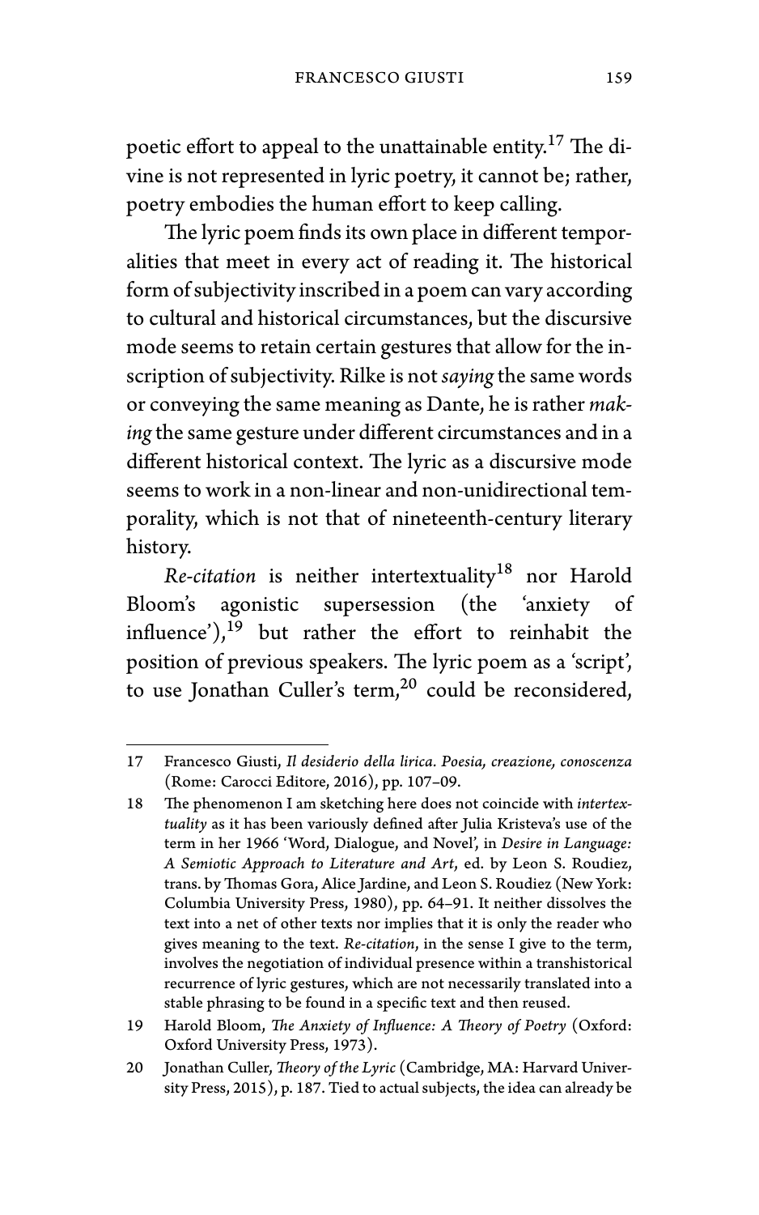poetic effort to appeal to the unattainable entity.[17] The divine is not represented in lyric poetry, it cannot be; rather, poetry embodies the human effort to keep calling.

The lyric poem finds its own place in different temporalities that meet in every act of reading it. The historical form of subjectivity inscribed in a poem can vary according to cultural and historical circumstances, but the discursive mode seems to retain certain gestures that allow for the inscription of subjectivity. Rilke is not *saying* the same words or conveying the same meaning as Dante, he is rather *making* the same gesture under different circumstances and in a different historical context. The lyric as a discursive mode seems to work in a non-linear and non-unidirectional temporality, which is not that of nineteenth-century literary history.

*Re-citation* is neither intertextuality[18] nor Harold Bloom's agonistic supersession (the 'anxiety of influence'),[19] but rather the effort to reinhabit the position of previous speakers. The lyric poem as a 'script', to use Jonathan Culler's term,[20] could be reconsidered,

---

17 Francesco Giusti, *Il desiderio della lirica. Poesia, creazione, conoscenza* (Rome: Carocci Editore, 2016), pp. 107–09.

18 The phenomenon I am sketching here does not coincide with *intertextuality* as it has been variously defined after Julia Kristeva's use of the term in her 1966 'Word, Dialogue, and Novel', in *Desire in Language: A Semiotic Approach to Literature and Art*, ed. by Leon S. Roudiez, trans. by Thomas Gora, Alice Jardine, and Leon S. Roudiez (New York: Columbia University Press, 1980), pp. 64–91. It neither dissolves the text into a net of other texts nor implies that it is only the reader who gives meaning to the text. *Re-citation*, in the sense I give to the term, involves the negotiation of individual presence within a transhistorical recurrence of lyric gestures, which are not necessarily translated into a stable phrasing to be found in a specific text and then reused.

19 Harold Bloom, *The Anxiety of Influence: A Theory of Poetry* (Oxford: Oxford University Press, 1973).

20 Jonathan Culler, *Theory of the Lyric* (Cambridge, MA: Harvard University Press, 2015), p. 187. Tied to actual subjects, the idea can already be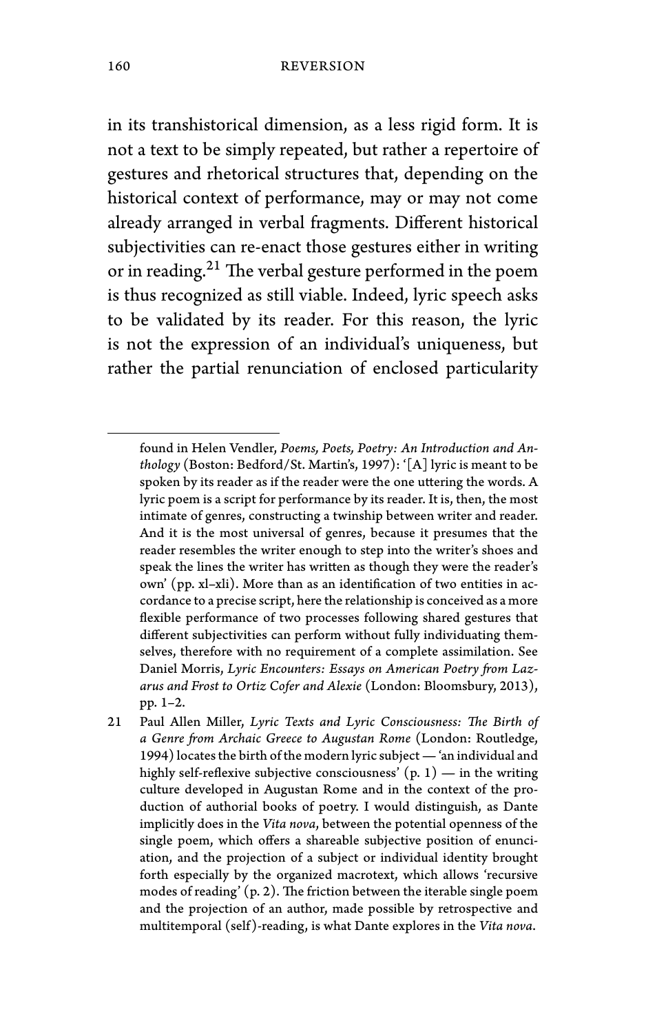in its transhistorical dimension, as a less rigid form. It is not a text to be simply repeated, but rather a repertoire of gestures and rhetorical structures that, depending on the historical context of performance, may or may not come already arranged in verbal fragments. Different historical subjectivities can re-enact those gestures either in writing or in reading.[21] The verbal gesture performed in the poem is thus recognized as still viable. Indeed, lyric speech asks to be validated by its reader. For this reason, the lyric is not the expression of an individual's uniqueness, but rather the partial renunciation of enclosed particularity

---

found in Helen Vendler, *Poems, Poets, Poetry: An Introduction and Anthology* (Boston: Bedford/St. Martin's, 1997): '[A] lyric is meant to be spoken by its reader as if the reader were the one uttering the words. A lyric poem is a script for performance by its reader. It is, then, the most intimate of genres, constructing a twinship between writer and reader. And it is the most universal of genres, because it presumes that the reader resembles the writer enough to step into the writer's shoes and speak the lines the writer has written as though they were the reader's own' (pp. xl–xli). More than as an identification of two entities in accordance to a precise script, here the relationship is conceived as a more flexible performance of two processes following shared gestures that different subjectivities can perform without fully individuating themselves, therefore with no requirement of a complete assimilation. See Daniel Morris, *Lyric Encounters: Essays on American Poetry from Lazarus and Frost to Ortiz Cofer and Alexie* (London: Bloomsbury, 2013), pp. 1–2.

21 Paul Allen Miller, *Lyric Texts and Lyric Consciousness: The Birth of a Genre from Archaic Greece to Augustan Rome* (London: Routledge, 1994) locates the birth of the modern lyric subject — 'an individual and highly self-reflexive subjective consciousness' (p. 1) — in the writing culture developed in Augustan Rome and in the context of the production of authorial books of poetry. I would distinguish, as Dante implicitly does in the *Vita nova*, between the potential openness of the single poem, which offers a shareable subjective position of enunciation, and the projection of a subject or individual identity brought forth especially by the organized macrotext, which allows 'recursive modes of reading' (p. 2). The friction between the iterable single poem and the projection of an author, made possible by retrospective and multitemporal (self)-reading, is what Dante explores in the *Vita nova*.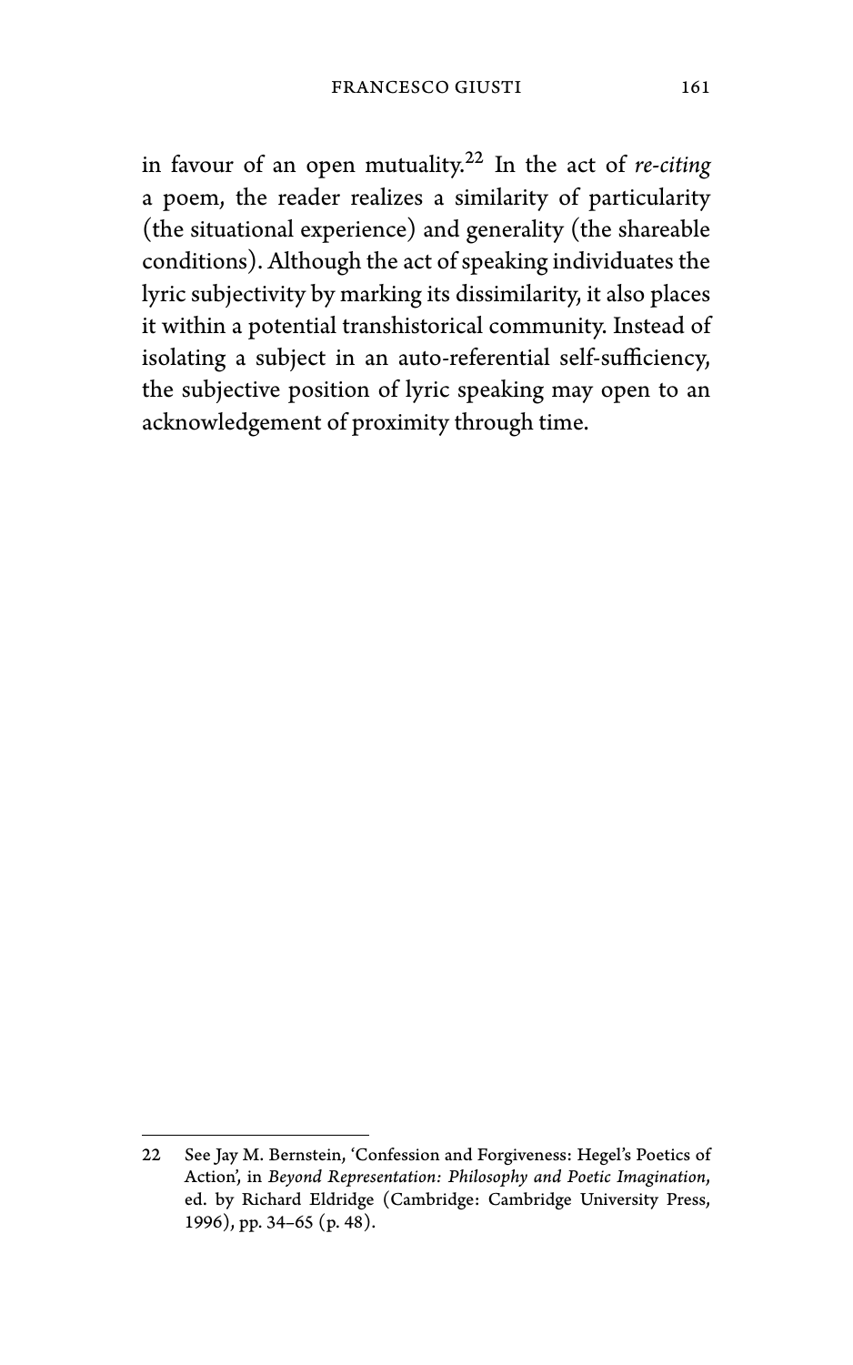in favour of an open mutuality.[22] In the act of *re-citing* a poem, the reader realizes a similarity of particularity (the situational experience) and generality (the shareable conditions). Although the act of speaking individuates the lyric subjectivity by marking its dissimilarity, it also places it within a potential transhistorical community. Instead of isolating a subject in an auto-referential self-sufficiency, the subjective position of lyric speaking may open to an acknowledgement of proximity through time.

---

22 See Jay M. Bernstein, 'Confession and Forgiveness: Hegel's Poetics of Action', in *Beyond Representation: Philosophy and Poetic Imagination*, ed. by Richard Eldridge (Cambridge: Cambridge University Press, 1996), pp. 34–65 (p. 48).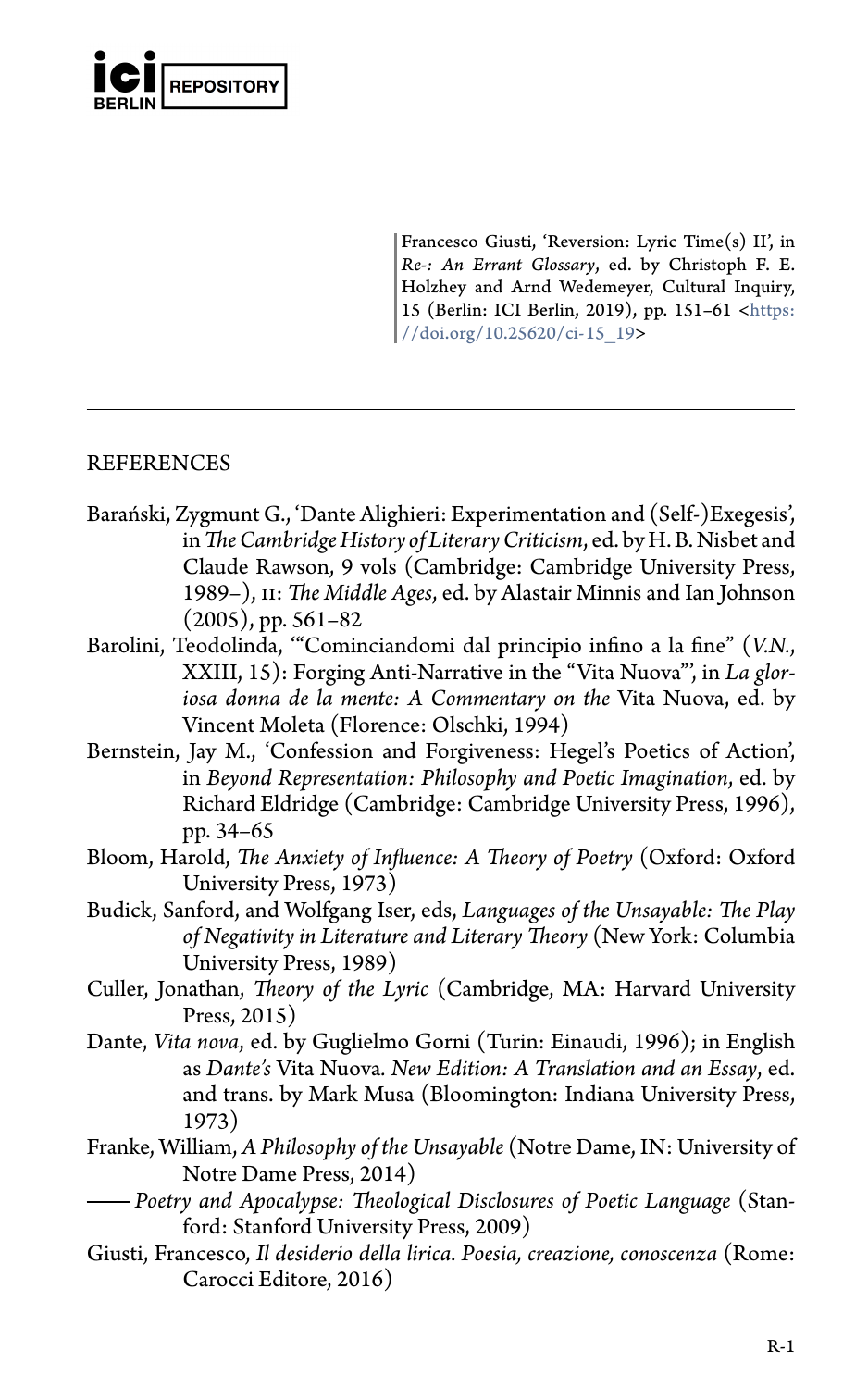Francesco Giusti, 'Reversion: Lyric Time(s) II', in *Re-: An Errant Glossary*, ed. by Christoph F. E. Holzhey and Arnd Wedemeyer, Cultural Inquiry, 15 (Berlin: ICI Berlin, 2019), pp. 151–61 <https://doi.org/10.25620/ci-15_19>

---

## REFERENCES

Barański, Zygmunt G., 'Dante Alighieri: Experimentation and (Self-)Exegesis', in *The Cambridge History of Literary Criticism*, ed. by H. B. Nisbet and Claude Rawson, 9 vols (Cambridge: Cambridge University Press, 1989–), II: *The Middle Ages*, ed. by Alastair Minnis and Ian Johnson (2005), pp. 561–82

Barolini, Teodolinda, '"Cominciandomi dal principio infino a la fine" (*V.N.*, XXIII, 15): Forging Anti-Narrative in the "Vita Nuova"', in *La gloriosa donna de la mente: A Commentary on the* Vita Nuova, ed. by Vincent Moleta (Florence: Olschki, 1994)

Bernstein, Jay M., 'Confession and Forgiveness: Hegel's Poetics of Action', in *Beyond Representation: Philosophy and Poetic Imagination*, ed. by Richard Eldridge (Cambridge: Cambridge University Press, 1996), pp. 34–65

Bloom, Harold, *The Anxiety of Influence: A Theory of Poetry* (Oxford: Oxford University Press, 1973)

Budick, Sanford, and Wolfgang Iser, eds, *Languages of the Unsayable: The Play of Negativity in Literature and Literary Theory* (New York: Columbia University Press, 1989)

Culler, Jonathan, *Theory of the Lyric* (Cambridge, MA: Harvard University Press, 2015)

Dante, *Vita nova*, ed. by Guglielmo Gorni (Turin: Einaudi, 1996); in English as *Dante's* Vita Nuova*. New Edition: A Translation and an Essay*, ed. and trans. by Mark Musa (Bloomington: Indiana University Press, 1973)

Franke, William, *A Philosophy of the Unsayable* (Notre Dame, IN: University of Notre Dame Press, 2014)

—— *Poetry and Apocalypse: Theological Disclosures of Poetic Language* (Stanford: Stanford University Press, 2009)

Giusti, Francesco, *Il desiderio della lirica. Poesia, creazione, conoscenza* (Rome: Carocci Editore, 2016)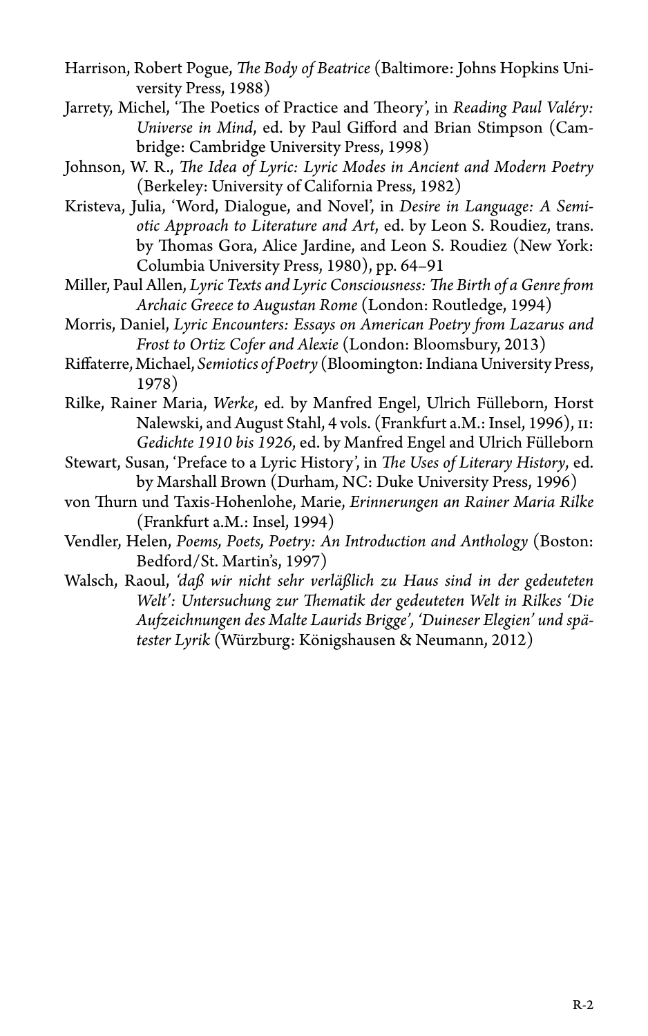Harrison, Robert Pogue, *The Body of Beatrice* (Baltimore: Johns Hopkins University Press, 1988)

Jarrety, Michel, 'The Poetics of Practice and Theory', in *Reading Paul Valéry: Universe in Mind*, ed. by Paul Gifford and Brian Stimpson (Cambridge: Cambridge University Press, 1998)

Johnson, W. R., *The Idea of Lyric: Lyric Modes in Ancient and Modern Poetry* (Berkeley: University of California Press, 1982)

Kristeva, Julia, 'Word, Dialogue, and Novel', in *Desire in Language: A Semiotic Approach to Literature and Art*, ed. by Leon S. Roudiez, trans. by Thomas Gora, Alice Jardine, and Leon S. Roudiez (New York: Columbia University Press, 1980), pp. 64–91

Miller, Paul Allen, *Lyric Texts and Lyric Consciousness: The Birth of a Genre from Archaic Greece to Augustan Rome* (London: Routledge, 1994)

Morris, Daniel, *Lyric Encounters: Essays on American Poetry from Lazarus and Frost to Ortiz Cofer and Alexie* (London: Bloomsbury, 2013)

Riffaterre, Michael, *Semiotics of Poetry* (Bloomington: Indiana University Press, 1978)

Rilke, Rainer Maria, *Werke*, ed. by Manfred Engel, Ulrich Fülleborn, Horst Nalewski, and August Stahl, 4 vols. (Frankfurt a.M.: Insel, 1996), II: *Gedichte 1910 bis 1926*, ed. by Manfred Engel and Ulrich Fülleborn

Stewart, Susan, 'Preface to a Lyric History', in *The Uses of Literary History*, ed. by Marshall Brown (Durham, NC: Duke University Press, 1996)

von Thurn und Taxis-Hohenlohe, Marie, *Erinnerungen an Rainer Maria Rilke* (Frankfurt a.M.: Insel, 1994)

Vendler, Helen, *Poems, Poets, Poetry: An Introduction and Anthology* (Boston: Bedford/St. Martin's, 1997)

Walsch, Raoul, *'daß wir nicht sehr verläßlich zu Haus sind in der gedeuteten Welt': Untersuchung zur Thematik der gedeuteten Welt in Rilkes 'Die Aufzeichnungen des Malte Laurids Brigge', 'Duineser Elegien' und spätester Lyrik* (Würzburg: Königshausen & Neumann, 2012)